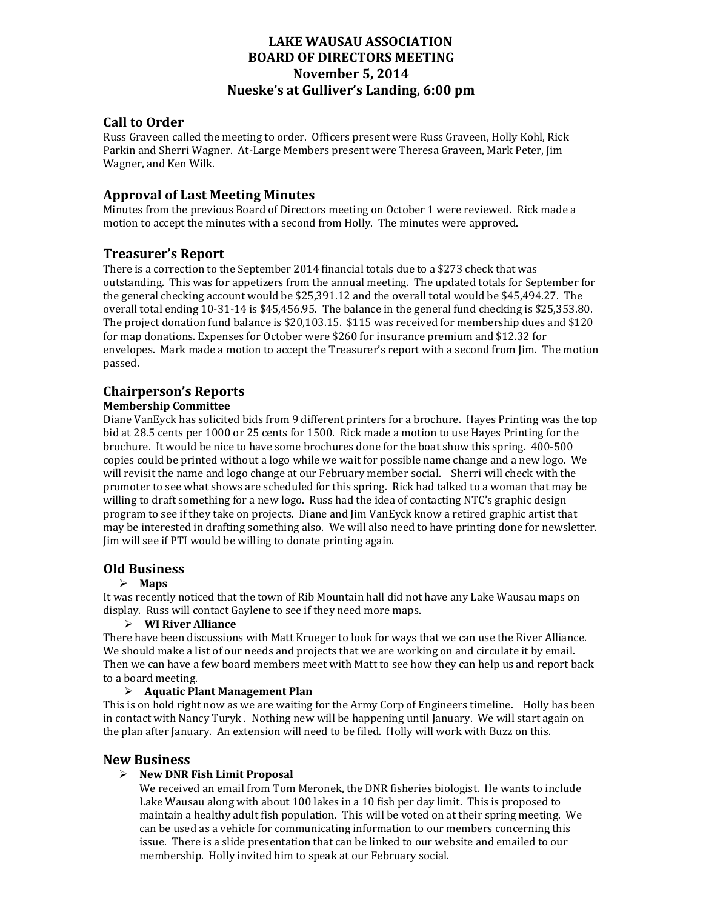# LAKE WAUSAU ASSOCIATION
# BOARD OF DIRECTORS MEETING
# November 5, 2014
# Nueske's at Gulliver's Landing, 6:00 pm

## Call to Order

Russ Graveen called the meeting to order. Officers present were Russ Graveen, Holly Kohl, Rick Parkin and Sherri Wagner. At-Large Members present were Theresa Graveen, Mark Peter, Jim Wagner, and Ken Wilk.

## Approval of Last Meeting Minutes

Minutes from the previous Board of Directors meeting on October 1 were reviewed. Rick made a motion to accept the minutes with a second from Holly. The minutes were approved.

## Treasurer's Report

There is a correction to the September 2014 financial totals due to a $273 check that was outstanding. This was for appetizers from the annual meeting. The updated totals for September for the general checking account would be $25,391.12 and the overall total would be $45,494.27. The overall total ending 10-31-14 is $45,456.95. The balance in the general fund checking is $25,353.80. The project donation fund balance is $20,103.15. $115 was received for membership dues and $120 for map donations. Expenses for October were $260 for insurance premium and $12.32 for envelopes. Mark made a motion to accept the Treasurer's report with a second from Jim. The motion passed.

## Chairperson's Reports

### Membership Committee

Diane VanEyck has solicited bids from 9 different printers for a brochure. Hayes Printing was the top bid at 28.5 cents per 1000 or 25 cents for 1500. Rick made a motion to use Hayes Printing for the brochure. It would be nice to have some brochures done for the boat show this spring. 400-500 copies could be printed without a logo while we wait for possible name change and a new logo. We will revisit the name and logo change at our February member social. Sherri will check with the promoter to see what shows are scheduled for this spring. Rick had talked to a woman that may be willing to draft something for a new logo. Russ had the idea of contacting NTC's graphic design program to see if they take on projects. Diane and Jim VanEyck know a retired graphic artist that may be interested in drafting something also. We will also need to have printing done for newsletter. Jim will see if PTI would be willing to donate printing again.

## Old Business

- **Maps**

It was recently noticed that the town of Rib Mountain hall did not have any Lake Wausau maps on display. Russ will contact Gaylene to see if they need more maps.

- **WI River Alliance**

There have been discussions with Matt Krueger to look for ways that we can use the River Alliance. We should make a list of our needs and projects that we are working on and circulate it by email. Then we can have a few board members meet with Matt to see how they can help us and report back to a board meeting.

- **Aquatic Plant Management Plan**

This is on hold right now as we are waiting for the Army Corp of Engineers timeline. Holly has been in contact with Nancy Turyk . Nothing new will be happening until January. We will start again on the plan after January. An extension will need to be filed. Holly will work with Buzz on this.

## New Business

- **New DNR Fish Limit Proposal**

  We received an email from Tom Meronek, the DNR fisheries biologist. He wants to include Lake Wausau along with about 100 lakes in a 10 fish per day limit. This is proposed to maintain a healthy adult fish population. This will be voted on at their spring meeting. We can be used as a vehicle for communicating information to our members concerning this issue. There is a slide presentation that can be linked to our website and emailed to our membership. Holly invited him to speak at our February social.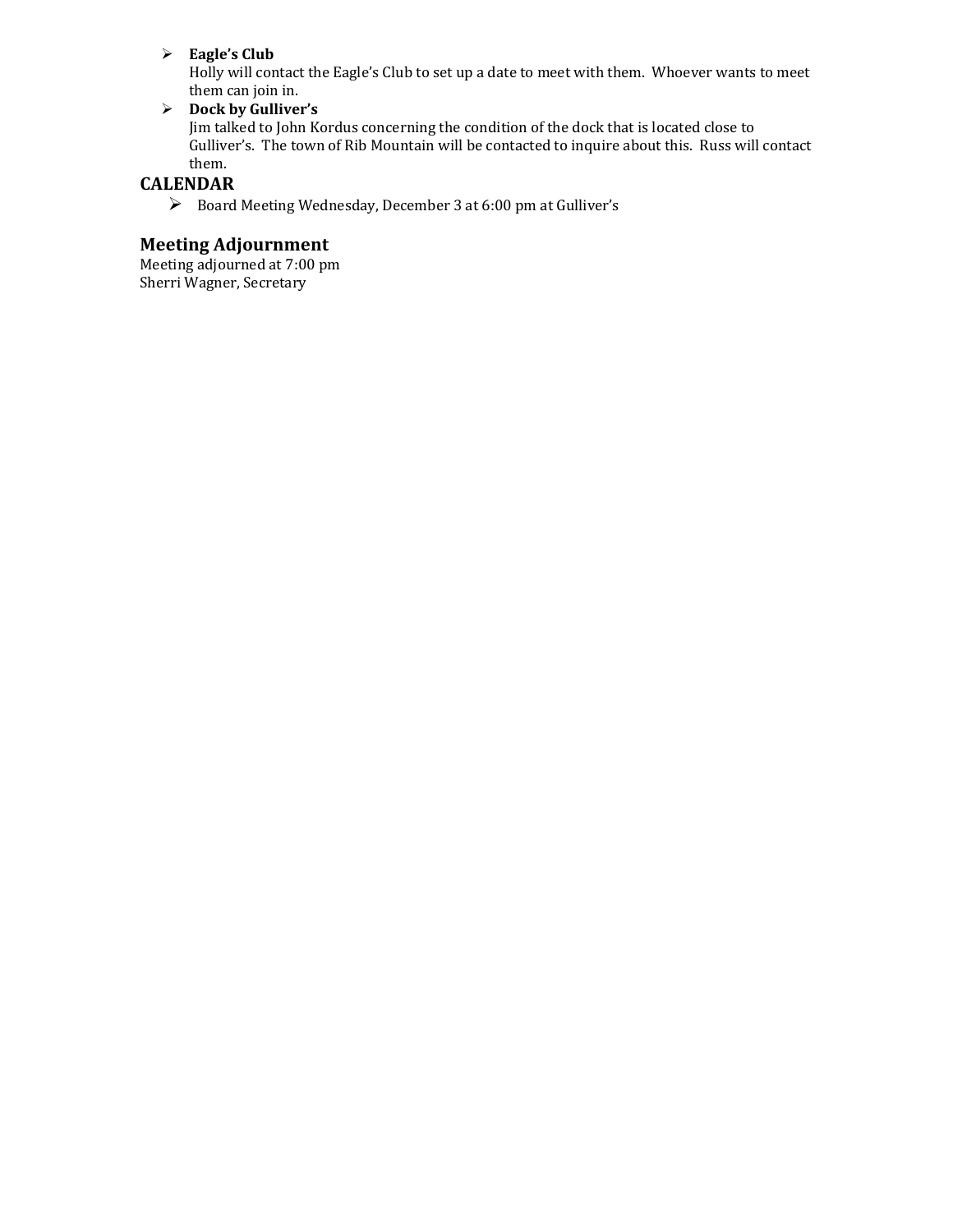- **Eagle's Club**
  Holly will contact the Eagle's Club to set up a date to meet with them. Whoever wants to meet them can join in.
- **Dock by Gulliver's**
  Jim talked to John Kordus concerning the condition of the dock that is located close to Gulliver's. The town of Rib Mountain will be contacted to inquire about this. Russ will contact them.

## CALENDAR

- Board Meeting Wednesday, December 3 at 6:00 pm at Gulliver's

## Meeting Adjournment

Meeting adjourned at 7:00 pm
Sherri Wagner, Secretary